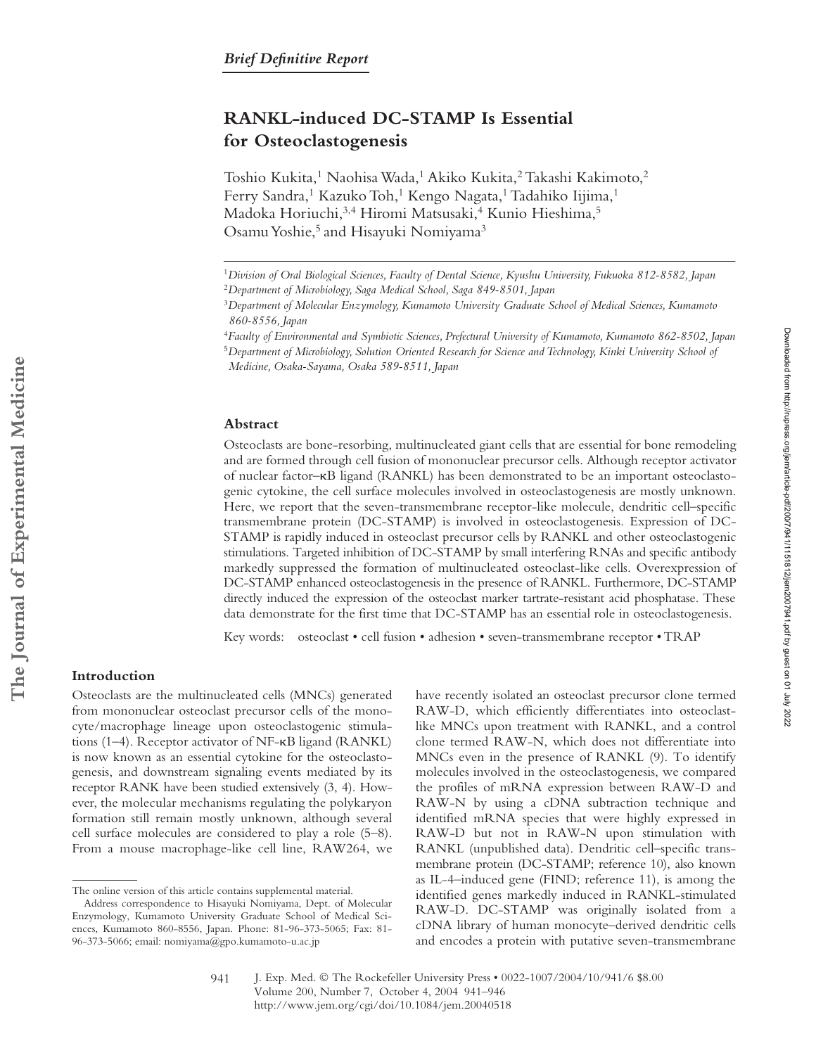*Brief Definitive Report*

# RANKL-induced DC-STAMP Is Essential for Osteoclastogenesis

Toshio Kukita,[1] Naohisa Wada,[1] Akiko Kukita,[2] Takashi Kakimoto,[2] Ferry Sandra,[1] Kazuko Toh,[1] Kengo Nagata,[1] Tadahiko Iijima,[1] Madoka Horiuchi,[3,4] Hiromi Matsusaki,[4] Kunio Hieshima,[5] Osamu Yoshie,[5] and Hisayuki Nomiyama[3]

[1]*Division of Oral Biological Sciences, Faculty of Dental Science, Kyushu University, Fukuoka 812-8582, Japan*
[2]*Department of Microbiology, Saga Medical School, Saga 849-8501, Japan*
[3]*Department of Molecular Enzymology, Kumamoto University Graduate School of Medical Sciences, Kumamoto 860-8556, Japan*
[4]*Faculty of Environmental and Symbiotic Sciences, Prefectural University of Kumamoto, Kumamoto 862-8502, Japan*
[5]*Department of Microbiology, Solution Oriented Research for Science and Technology, Kinki University School of Medicine, Osaka-Sayama, Osaka 589-8511, Japan*

## Abstract

Osteoclasts are bone-resorbing, multinucleated giant cells that are essential for bone remodeling and are formed through cell fusion of mononuclear precursor cells. Although receptor activator of nuclear factor–κB ligand (RANKL) has been demonstrated to be an important osteoclastogenic cytokine, the cell surface molecules involved in osteoclastogenesis are mostly unknown. Here, we report that the seven-transmembrane receptor-like molecule, dendritic cell–specific transmembrane protein (DC-STAMP) is involved in osteoclastogenesis. Expression of DC-STAMP is rapidly induced in osteoclast precursor cells by RANKL and other osteoclastogenic stimulations. Targeted inhibition of DC-STAMP by small interfering RNAs and specific antibody markedly suppressed the formation of multinucleated osteoclast-like cells. Overexpression of DC-STAMP enhanced osteoclastogenesis in the presence of RANKL. Furthermore, DC-STAMP directly induced the expression of the osteoclast marker tartrate-resistant acid phosphatase. These data demonstrate for the first time that DC-STAMP has an essential role in osteoclastogenesis.

Key words: osteoclast • cell fusion • adhesion • seven-transmembrane receptor • TRAP

## Introduction

Osteoclasts are the multinucleated cells (MNCs) generated from mononuclear osteoclast precursor cells of the monocyte/macrophage lineage upon osteoclastogenic stimulations (1–4). Receptor activator of NF-κB ligand (RANKL) is now known as an essential cytokine for the osteoclastogenesis, and downstream signaling events mediated by its receptor RANK have been studied extensively (3, 4). However, the molecular mechanisms regulating the polykaryon formation still remain mostly unknown, although several cell surface molecules are considered to play a role (5–8). From a mouse macrophage-like cell line, RAW264, we have recently isolated an osteoclast precursor clone termed RAW-D, which efficiently differentiates into osteoclast-like MNCs upon treatment with RANKL, and a control clone termed RAW-N, which does not differentiate into MNCs even in the presence of RANKL (9). To identify molecules involved in the osteoclastogenesis, we compared the profiles of mRNA expression between RAW-D and RAW-N by using a cDNA subtraction technique and identified mRNA species that were highly expressed in RAW-D but not in RAW-N upon stimulation with RANKL (unpublished data). Dendritic cell–specific transmembrane protein (DC-STAMP; reference 10), also known as IL-4–induced gene (FIND; reference 11), is among the identified genes markedly induced in RANKL-stimulated RAW-D. DC-STAMP was originally isolated from a cDNA library of human monocyte–derived dendritic cells and encodes a protein with putative seven-transmembrane

The online version of this article contains supplemental material.

Address correspondence to Hisayuki Nomiyama, Dept. of Molecular Enzymology, Kumamoto University Graduate School of Medical Sciences, Kumamoto 860-8556, Japan. Phone: 81-96-373-5065; Fax: 81-96-373-5066; email: nomiyama@gpo.kumamoto-u.ac.jp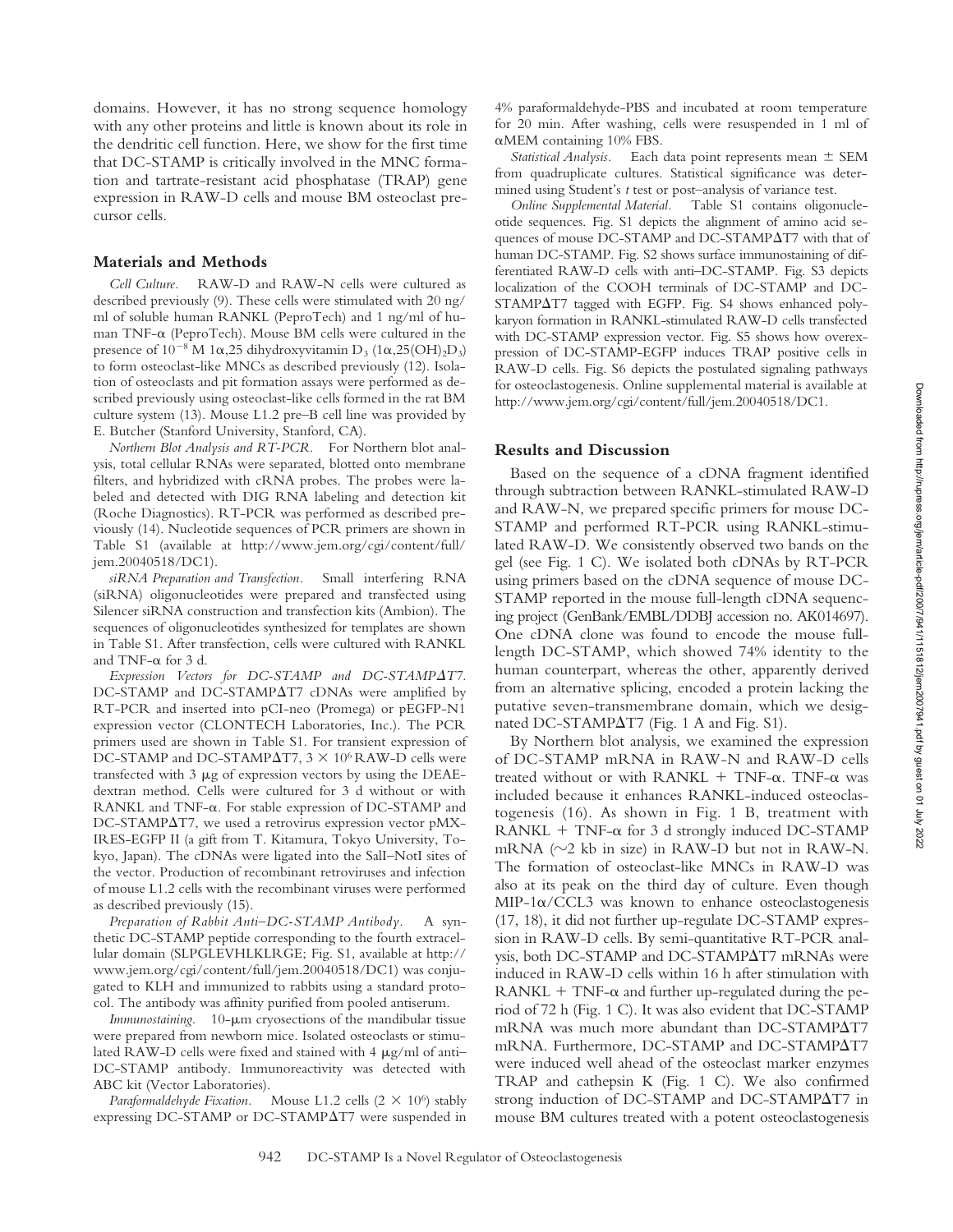domains. However, it has no strong sequence homology with any other proteins and little is known about its role in the dendritic cell function. Here, we show for the first time that DC-STAMP is critically involved in the MNC formation and tartrate-resistant acid phosphatase (TRAP) gene expression in RAW-D cells and mouse BM osteoclast precursor cells.

## Materials and Methods

*Cell Culture.* RAW-D and RAW-N cells were cultured as described previously (9). These cells were stimulated with 20 ng/ml of soluble human RANKL (PeproTech) and 1 ng/ml of human TNF-α (PeproTech). Mouse BM cells were cultured in the presence of $10^{-8}$ M 1α,25 dihydroxyvitamin $D_3$ (1α,25$(OH)_2D_3$) to form osteoclast-like MNCs as described previously (12). Isolation of osteoclasts and pit formation assays were performed as described previously using osteoclast-like cells formed in the rat BM culture system (13). Mouse L1.2 pre–B cell line was provided by E. Butcher (Stanford University, Stanford, CA).

*Northern Blot Analysis and RT-PCR.* For Northern blot analysis, total cellular RNAs were separated, blotted onto membrane filters, and hybridized with cRNA probes. The probes were labeled and detected with DIG RNA labeling and detection kit (Roche Diagnostics). RT-PCR was performed as described previously (14). Nucleotide sequences of PCR primers are shown in Table S1 (available at http://www.jem.org/cgi/content/full/jem.20040518/DC1).

*siRNA Preparation and Transfection.* Small interfering RNA (siRNA) oligonucleotides were prepared and transfected using Silencer siRNA construction and transfection kits (Ambion). The sequences of oligonucleotides synthesized for templates are shown in Table S1. After transfection, cells were cultured with RANKL and TNF-α for 3 d.

*Expression Vectors for DC-STAMP and DC-STAMPΔT7.* DC-STAMP and DC-STAMPΔT7 cDNAs were amplified by RT-PCR and inserted into pCI-neo (Promega) or pEGFP-N1 expression vector (CLONTECH Laboratories, Inc.). The PCR primers used are shown in Table S1. For transient expression of DC-STAMP and DC-STAMPΔT7, $3 \times 10^6$ RAW-D cells were transfected with 3 μg of expression vectors by using the DEAE-dextran method. Cells were cultured for 3 d without or with RANKL and TNF-α. For stable expression of DC-STAMP and DC-STAMPΔT7, we used a retrovirus expression vector pMX-IRES-EGFP II (a gift from T. Kitamura, Tokyo University, Tokyo, Japan). The cDNAs were ligated into the SalI–NotI sites of the vector. Production of recombinant retroviruses and infection of mouse L1.2 cells with the recombinant viruses were performed as described previously (15).

*Preparation of Rabbit Anti–DC-STAMP Antibody.* A synthetic DC-STAMP peptide corresponding to the fourth extracellular domain (SLPGLEVHLKLRGE; Fig. S1, available at http://www.jem.org/cgi/content/full/jem.20040518/DC1) was conjugated to KLH and immunized to rabbits using a standard protocol. The antibody was affinity purified from pooled antiserum.

*Immunostaining.* 10-μm cryosections of the mandibular tissue were prepared from newborn mice. Isolated osteoclasts or stimulated RAW-D cells were fixed and stained with 4 μg/ml of anti–DC-STAMP antibody. Immunoreactivity was detected with ABC kit (Vector Laboratories).

*Paraformaldehyde Fixation.* Mouse L1.2 cells ($2 \times 10^6$) stably expressing DC-STAMP or DC-STAMPΔT7 were suspended in 4% paraformaldehyde-PBS and incubated at room temperature for 20 min. After washing, cells were resuspended in 1 ml of αMEM containing 10% FBS.

*Statistical Analysis.* Each data point represents mean ± SEM from quadruplicate cultures. Statistical significance was determined using Student's *t* test or post–analysis of variance test.

*Online Supplemental Material.* Table S1 contains oligonucleotide sequences. Fig. S1 depicts the alignment of amino acid sequences of mouse DC-STAMP and DC-STAMPΔT7 with that of human DC-STAMP. Fig. S2 shows surface immunostaining of differentiated RAW-D cells with anti–DC-STAMP. Fig. S3 depicts localization of the COOH terminals of DC-STAMP and DC-STAMPΔT7 tagged with EGFP. Fig. S4 shows enhanced polykaryon formation in RANKL-stimulated RAW-D cells transfected with DC-STAMP expression vector. Fig. S5 shows how overexpression of DC-STAMP-EGFP induces TRAP positive cells in RAW-D cells. Fig. S6 depicts the postulated signaling pathways for osteoclastogenesis. Online supplemental material is available at http://www.jem.org/cgi/content/full/jem.20040518/DC1.

## Results and Discussion

Based on the sequence of a cDNA fragment identified through subtraction between RANKL-stimulated RAW-D and RAW-N, we prepared specific primers for mouse DC-STAMP and performed RT-PCR using RANKL-stimulated RAW-D. We consistently observed two bands on the gel (see Fig. 1 C). We isolated both cDNAs by RT-PCR using primers based on the cDNA sequence of mouse DC-STAMP reported in the mouse full-length cDNA sequencing project (GenBank/EMBL/DDBJ accession no. AK014697). One cDNA clone was found to encode the mouse full-length DC-STAMP, which showed 74% identity to the human counterpart, whereas the other, apparently derived from an alternative splicing, encoded a protein lacking the putative seven-transmembrane domain, which we designated DC-STAMPΔT7 (Fig. 1 A and Fig. S1).

By Northern blot analysis, we examined the expression of DC-STAMP mRNA in RAW-N and RAW-D cells treated without or with RANKL + TNF-α. TNF-α was included because it enhances RANKL-induced osteoclastogenesis (16). As shown in Fig. 1 B, treatment with RANKL + TNF-α for 3 d strongly induced DC-STAMP mRNA (~2 kb in size) in RAW-D but not in RAW-N. The formation of osteoclast-like MNCs in RAW-D was also at its peak on the third day of culture. Even though MIP-1α/CCL3 was known to enhance osteoclastogenesis (17, 18), it did not further up-regulate DC-STAMP expression in RAW-D cells. By semi-quantitative RT-PCR analysis, both DC-STAMP and DC-STAMPΔT7 mRNAs were induced in RAW-D cells within 16 h after stimulation with RANKL + TNF-α and further up-regulated during the period of 72 h (Fig. 1 C). It was also evident that DC-STAMP mRNA was much more abundant than DC-STAMPΔT7 mRNA. Furthermore, DC-STAMP and DC-STAMPΔT7 were induced well ahead of the osteoclast marker enzymes TRAP and cathepsin K (Fig. 1 C). We also confirmed strong induction of DC-STAMP and DC-STAMPΔT7 in mouse BM cultures treated with a potent osteoclastogenesis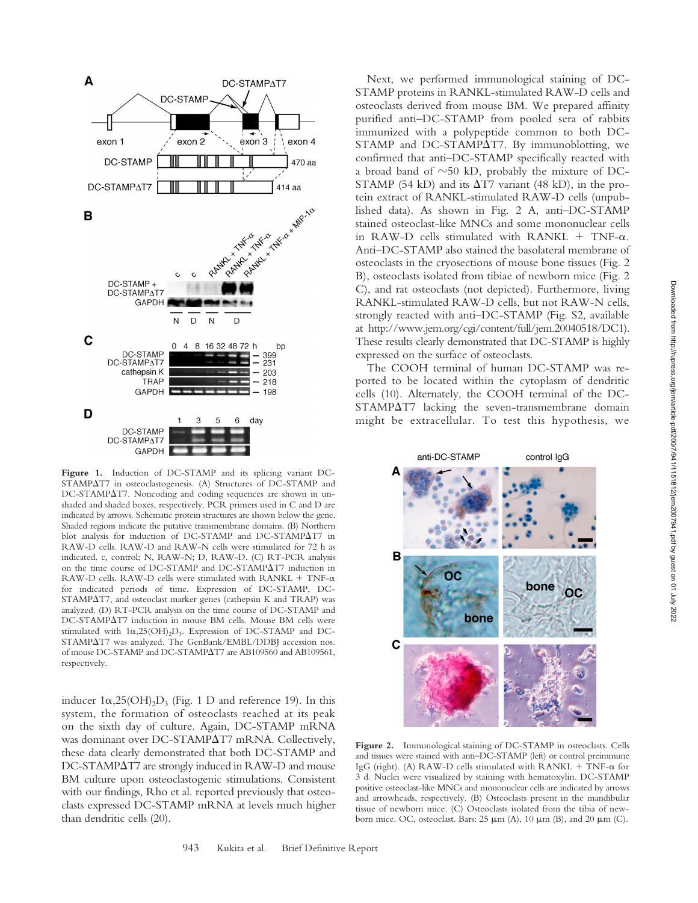**Figure 1.** Induction of DC-STAMP and its splicing variant DC-STAMPΔT7 in osteoclastogenesis. (A) Structures of DC-STAMP and DC-STAMPΔT7. Noncoding and coding sequences are shown in unshaded and shaded boxes, respectively. PCR primers used in C and D are indicated by arrows. Schematic protein structures are shown below the gene. Shaded regions indicate the putative transmembrane domains. (B) Northern blot analysis for induction of DC-STAMP and DC-STAMPΔT7 in RAW-D cells. RAW-D and RAW-N cells were stimulated for 72 h as indicated. c, control; N, RAW-N; D, RAW-D. (C) RT-PCR analysis on the time course of DC-STAMP and DC-STAMPΔT7 induction in RAW-D cells. RAW-D cells were stimulated with RANKL + TNF-α for indicated periods of time. Expression of DC-STAMP, DC-STAMPΔT7, and osteoclast marker genes (cathepsin K and TRAP) was analyzed. (D) RT-PCR analysis on the time course of DC-STAMP and DC-STAMPΔT7 induction in mouse BM cells. Mouse BM cells were stimulated with 1α,25$(OH)_2D_3$. Expression of DC-STAMP and DC-STAMPΔT7 was analyzed. The GenBank/EMBL/DDBJ accession nos. of mouse DC-STAMP and DC-STAMPΔT7 are AB109560 and AB109561, respectively.

inducer 1α,25$(OH)_2D_3$ (Fig. 1 D and reference 19). In this system, the formation of osteoclasts reached at its peak on the sixth day of culture. Again, DC-STAMP mRNA was dominant over DC-STAMPΔT7 mRNA. Collectively, these data clearly demonstrated that both DC-STAMP and DC-STAMPΔT7 are strongly induced in RAW-D and mouse BM culture upon osteoclastogenic stimulations. Consistent with our findings, Rho et al. reported previously that osteoclasts expressed DC-STAMP mRNA at levels much higher than dendritic cells (20).

Next, we performed immunological staining of DC-STAMP proteins in RANKL-stimulated RAW-D cells and osteoclasts derived from mouse BM. We prepared affinity purified anti–DC-STAMP from pooled sera of rabbits immunized with a polypeptide common to both DC-STAMP and DC-STAMPΔT7. By immunoblotting, we confirmed that anti–DC-STAMP specifically reacted with a broad band of ∼50 kD, probably the mixture of DC-STAMP (54 kD) and its ΔT7 variant (48 kD), in the protein extract of RANKL-stimulated RAW-D cells (unpublished data). As shown in Fig. 2 A, anti–DC-STAMP stained osteoclast-like MNCs and some mononuclear cells in RAW-D cells stimulated with RANKL + TNF-α. Anti–DC-STAMP also stained the basolateral membrane of osteoclasts in the cryosections of mouse bone tissues (Fig. 2 B), osteoclasts isolated from tibiae of newborn mice (Fig. 2 C), and rat osteoclasts (not depicted). Furthermore, living RANKL-stimulated RAW-D cells, but not RAW-N cells, strongly reacted with anti–DC-STAMP (Fig. S2, available at http://www.jem.org/cgi/content/full/jem.20040518/DC1). These results clearly demonstrated that DC-STAMP is highly expressed on the surface of osteoclasts.

The COOH terminal of human DC-STAMP was reported to be located within the cytoplasm of dendritic cells (10). Alternately, the COOH terminal of the DC-STAMPΔT7 lacking the seven-transmembrane domain might be extracellular. To test this hypothesis, we

**Figure 2.** Immunological staining of DC-STAMP in osteoclasts. Cells and tissues were stained with anti–DC-STAMP (left) or control preimmune IgG (right). (A) RAW-D cells stimulated with RANKL + TNF-α for 3 d. Nuclei were visualized by staining with hematoxylin. DC-STAMP positive osteoclast-like MNCs and mononuclear cells are indicated by arrows and arrowheads, respectively. (B) Osteoclasts present in the mandibular tissue of newborn mice. (C) Osteoclasts isolated from the tibia of newborn mice. OC, osteoclast. Bars: 25 µm (A), 10 µm (B), and 20 µm (C).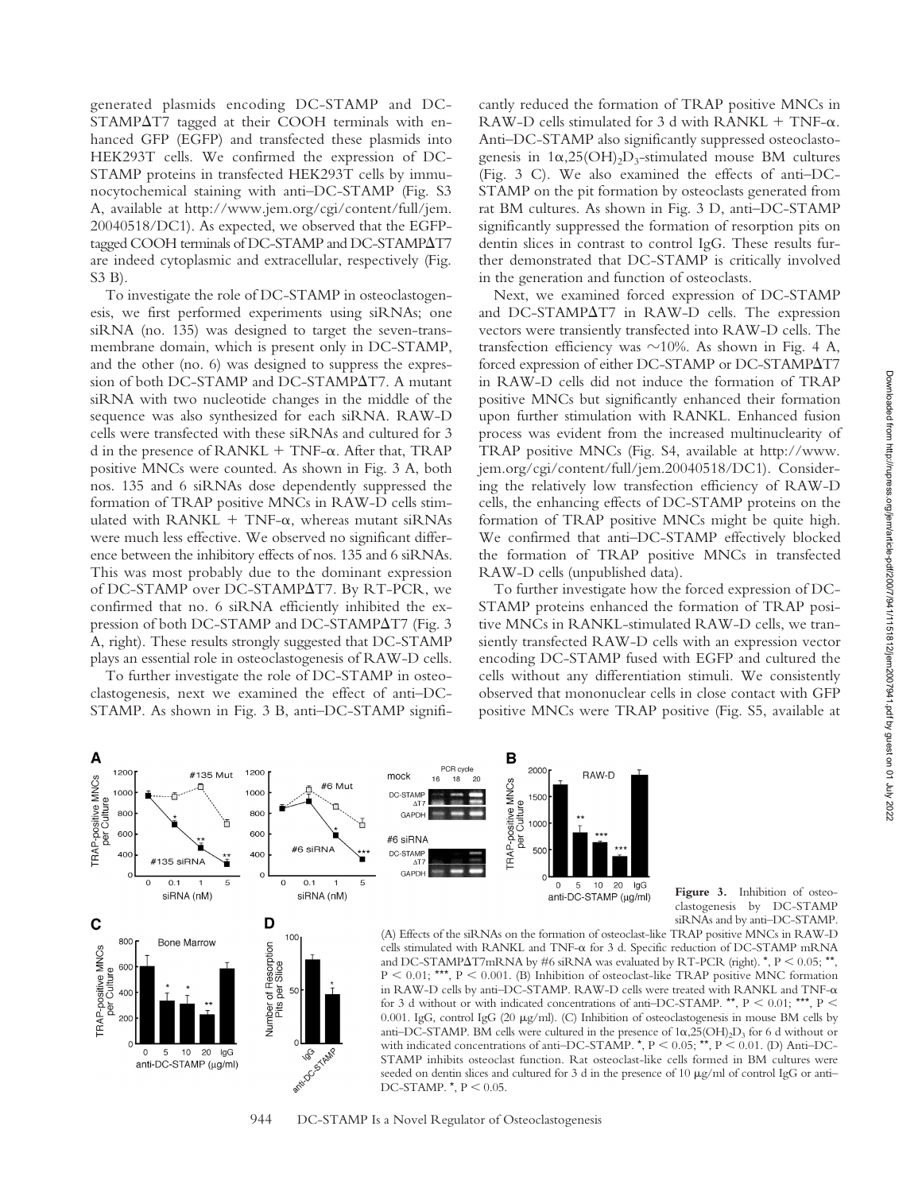generated plasmids encoding DC-STAMP and DC-STAMPΔT7 tagged at their COOH terminals with enhanced GFP (EGFP) and transfected these plasmids into HEK293T cells. We confirmed the expression of DC-STAMP proteins in transfected HEK293T cells by immunocytochemical staining with anti–DC-STAMP (Fig. S3 A, available at http://www.jem.org/cgi/content/full/jem.20040518/DC1). As expected, we observed that the EGFP-tagged COOH terminals of DC-STAMP and DC-STAMPΔT7 are indeed cytoplasmic and extracellular, respectively (Fig. S3 B).

To investigate the role of DC-STAMP in osteoclastogenesis, we first performed experiments using siRNAs; one siRNA (no. 135) was designed to target the seven-transmembrane domain, which is present only in DC-STAMP, and the other (no. 6) was designed to suppress the expression of both DC-STAMP and DC-STAMPΔT7. A mutant siRNA with two nucleotide changes in the middle of the sequence was also synthesized for each siRNA. RAW-D cells were transfected with these siRNAs and cultured for 3 d in the presence of RANKL + TNF-α. After that, TRAP positive MNCs were counted. As shown in Fig. 3 A, both nos. 135 and 6 siRNAs dose dependently suppressed the formation of TRAP positive MNCs in RAW-D cells stimulated with RANKL + TNF-α, whereas mutant siRNAs were much less effective. We observed no significant difference between the inhibitory effects of nos. 135 and 6 siRNAs. This was most probably due to the dominant expression of DC-STAMP over DC-STAMPΔT7. By RT-PCR, we confirmed that no. 6 siRNA efficiently inhibited the expression of both DC-STAMP and DC-STAMPΔT7 (Fig. 3 A, right). These results strongly suggested that DC-STAMP plays an essential role in osteoclastogenesis of RAW-D cells.

To further investigate the role of DC-STAMP in osteoclastogenesis, next we examined the effect of anti–DC-STAMP. As shown in Fig. 3 B, anti–DC-STAMP significantly reduced the formation of TRAP positive MNCs in RAW-D cells stimulated for 3 d with RANKL + TNF-α. Anti–DC-STAMP also significantly suppressed osteoclastogenesis in $1\alpha,25(OH)_2D_3$-stimulated mouse BM cultures (Fig. 3 C). We also examined the effects of anti–DC-STAMP on the pit formation by osteoclasts generated from rat BM cultures. As shown in Fig. 3 D, anti–DC-STAMP significantly suppressed the formation of resorption pits on dentin slices in contrast to control IgG. These results further demonstrated that DC-STAMP is critically involved in the generation and function of osteoclasts.

Next, we examined forced expression of DC-STAMP and DC-STAMPΔT7 in RAW-D cells. The expression vectors were transiently transfected into RAW-D cells. The transfection efficiency was ~10%. As shown in Fig. 4 A, forced expression of either DC-STAMP or DC-STAMPΔT7 in RAW-D cells did not induce the formation of TRAP positive MNCs but significantly enhanced their formation upon further stimulation with RANKL. Enhanced fusion process was evident from the increased multinuclearity of TRAP positive MNCs (Fig. S4, available at http://www.jem.org/cgi/content/full/jem.20040518/DC1). Considering the relatively low transfection efficiency of RAW-D cells, the enhancing effects of DC-STAMP proteins on the formation of TRAP positive MNCs might be quite high. We confirmed that anti–DC-STAMP effectively blocked the formation of TRAP positive MNCs in transfected RAW-D cells (unpublished data).

To further investigate how the forced expression of DC-STAMP proteins enhanced the formation of TRAP positive MNCs in RANKL-stimulated RAW-D cells, we transiently transfected RAW-D cells with an expression vector encoding DC-STAMP fused with EGFP and cultured the cells without any differentiation stimuli. We consistently observed that mononuclear cells in close contact with GFP positive MNCs were TRAP positive (Fig. S5, available at

**Figure 3.** Inhibition of osteoclastogenesis by DC-STAMP siRNAs and by anti–DC-STAMP. (A) Effects of the siRNAs on the formation of osteoclast-like TRAP positive MNCs in RAW-D cells stimulated with RANKL and TNF-α for 3 d. Specific reduction of DC-STAMP mRNA and DC-STAMPΔT7mRNA by #6 siRNA was evaluated by RT-PCR (right). *, $P < 0.05$; **, $P < 0.01$; ***, $P < 0.001$. (B) Inhibition of osteoclast-like TRAP positive MNC formation in RAW-D cells by anti–DC-STAMP. RAW-D cells were treated with RANKL and TNF-α for 3 d without or with indicated concentrations of anti–DC-STAMP. **, $P < 0.01$; ***, $P < 0.001$. IgG, control IgG (20 μg/ml). (C) Inhibition of osteoclastogenesis in mouse BM cells by anti–DC-STAMP. BM cells were cultured in the presence of $1\alpha,25(OH)_2D_3$ for 6 d without or with indicated concentrations of anti–DC-STAMP. *, $P < 0.05$; **, $P < 0.01$. (D) Anti–DC-STAMP inhibits osteoclast function. Rat osteoclast-like cells formed in BM cultures were seeded on dentin slices and cultured for 3 d in the presence of 10 μg/ml of control IgG or anti–DC-STAMP. *, $P < 0.05$.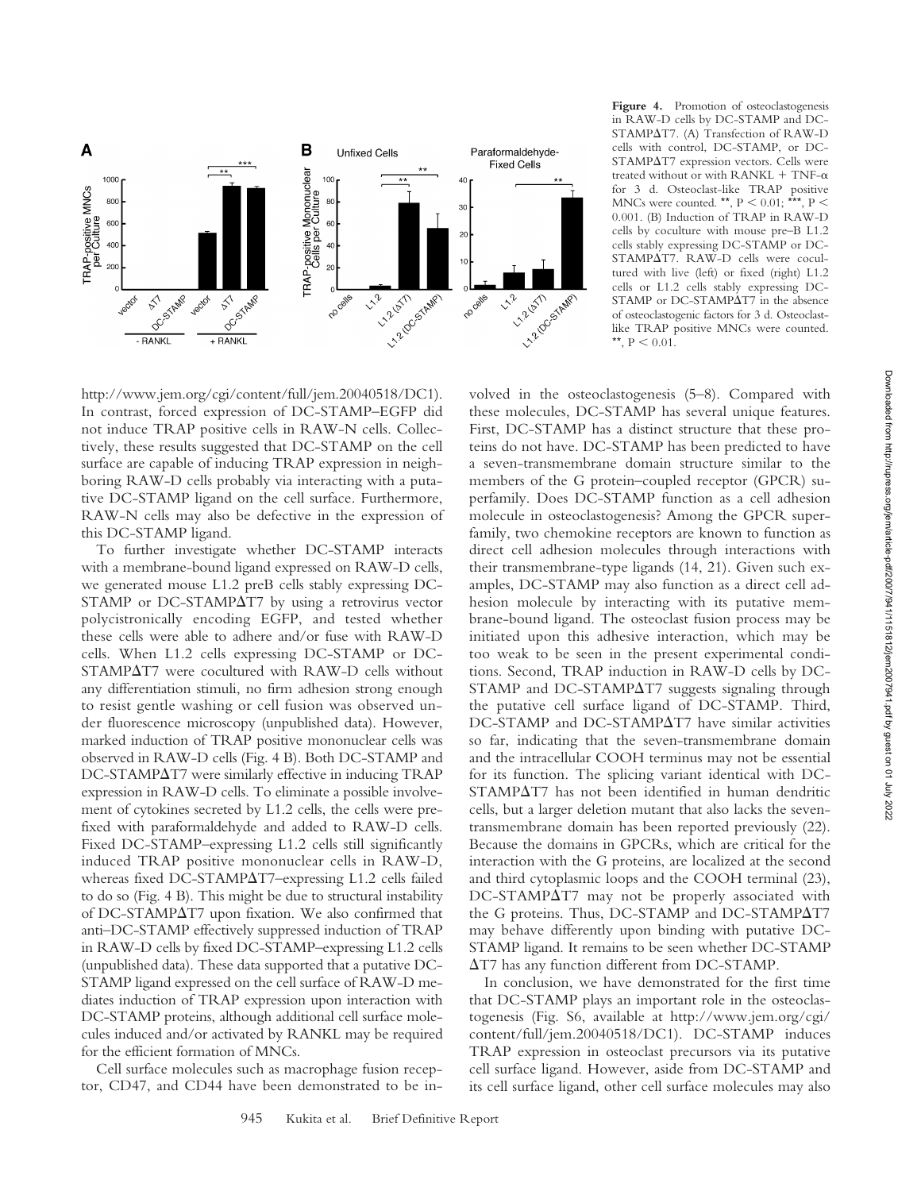**Figure 4.** Promotion of osteoclastogenesis in RAW-D cells by DC-STAMP and DC-STAMPΔT7. (A) Transfection of RAW-D cells with control, DC-STAMP, or DC-STAMPΔT7 expression vectors. Cells were treated without or with RANKL + TNF-α for 3 d. Osteoclast-like TRAP positive MNCs were counted. **, $P < 0.01$; ***, $P < 0.001$. (B) Induction of TRAP in RAW-D cells by coculture with mouse pre–B L1.2 cells stably expressing DC-STAMP or DC-STAMPΔT7. RAW-D cells were cocultured with live (left) or fixed (right) L1.2 cells or L1.2 cells stably expressing DC-STAMP or DC-STAMPΔT7 in the absence of osteoclastogenic factors for 3 d. Osteoclast-like TRAP positive MNCs were counted. **, $P < 0.01$.

http://www.jem.org/cgi/content/full/jem.20040518/DC1). In contrast, forced expression of DC-STAMP–EGFP did not induce TRAP positive cells in RAW-N cells. Collectively, these results suggested that DC-STAMP on the cell surface are capable of inducing TRAP expression in neighboring RAW-D cells probably via interacting with a putative DC-STAMP ligand on the cell surface. Furthermore, RAW-N cells may also be defective in the expression of this DC-STAMP ligand.

To further investigate whether DC-STAMP interacts with a membrane-bound ligand expressed on RAW-D cells, we generated mouse L1.2 preB cells stably expressing DC-STAMP or DC-STAMPΔT7 by using a retrovirus vector polycistronically encoding EGFP, and tested whether these cells were able to adhere and/or fuse with RAW-D cells. When L1.2 cells expressing DC-STAMP or DC-STAMPΔT7 were cocultured with RAW-D cells without any differentiation stimuli, no firm adhesion strong enough to resist gentle washing or cell fusion was observed under fluorescence microscopy (unpublished data). However, marked induction of TRAP positive mononuclear cells was observed in RAW-D cells (Fig. 4 B). Both DC-STAMP and DC-STAMPΔT7 were similarly effective in inducing TRAP expression in RAW-D cells. To eliminate a possible involvement of cytokines secreted by L1.2 cells, the cells were prefixed with paraformaldehyde and added to RAW-D cells. Fixed DC-STAMP–expressing L1.2 cells still significantly induced TRAP positive mononuclear cells in RAW-D, whereas fixed DC-STAMPΔT7–expressing L1.2 cells failed to do so (Fig. 4 B). This might be due to structural instability of DC-STAMPΔT7 upon fixation. We also confirmed that anti–DC-STAMP effectively suppressed induction of TRAP in RAW-D cells by fixed DC-STAMP–expressing L1.2 cells (unpublished data). These data supported that a putative DC-STAMP ligand expressed on the cell surface of RAW-D mediates induction of TRAP expression upon interaction with DC-STAMP proteins, although additional cell surface molecules induced and/or activated by RANKL may be required for the efficient formation of MNCs.

Cell surface molecules such as macrophage fusion receptor, CD47, and CD44 have been demonstrated to be involved in the osteoclastogenesis (5–8). Compared with these molecules, DC-STAMP has several unique features. First, DC-STAMP has a distinct structure that these proteins do not have. DC-STAMP has been predicted to have a seven-transmembrane domain structure similar to the members of the G protein–coupled receptor (GPCR) superfamily. Does DC-STAMP function as a cell adhesion molecule in osteoclastogenesis? Among the GPCR superfamily, two chemokine receptors are known to function as direct cell adhesion molecules through interactions with their transmembrane-type ligands (14, 21). Given such examples, DC-STAMP may also function as a direct cell adhesion molecule by interacting with its putative membrane-bound ligand. The osteoclast fusion process may be initiated upon this adhesive interaction, which may be too weak to be seen in the present experimental conditions. Second, TRAP induction in RAW-D cells by DC-STAMP and DC-STAMPΔT7 suggests signaling through the putative cell surface ligand of DC-STAMP. Third, DC-STAMP and DC-STAMPΔT7 have similar activities so far, indicating that the seven-transmembrane domain and the intracellular COOH terminus may not be essential for its function. The splicing variant identical with DC-STAMPΔT7 has not been identified in human dendritic cells, but a larger deletion mutant that also lacks the seven-transmembrane domain has been reported previously (22). Because the domains in GPCRs, which are critical for the interaction with the G proteins, are localized at the second and third cytoplasmic loops and the COOH terminal (23), DC-STAMPΔT7 may not be properly associated with the G proteins. Thus, DC-STAMP and DC-STAMPΔT7 may behave differently upon binding with putative DC-STAMP ligand. It remains to be seen whether DC-STAMP ΔT7 has any function different from DC-STAMP.

In conclusion, we have demonstrated for the first time that DC-STAMP plays an important role in the osteoclastogenesis (Fig. S6, available at http://www.jem.org/cgi/content/full/jem.20040518/DC1). DC-STAMP induces TRAP expression in osteoclast precursors via its putative cell surface ligand. However, aside from DC-STAMP and its cell surface ligand, other cell surface molecules may also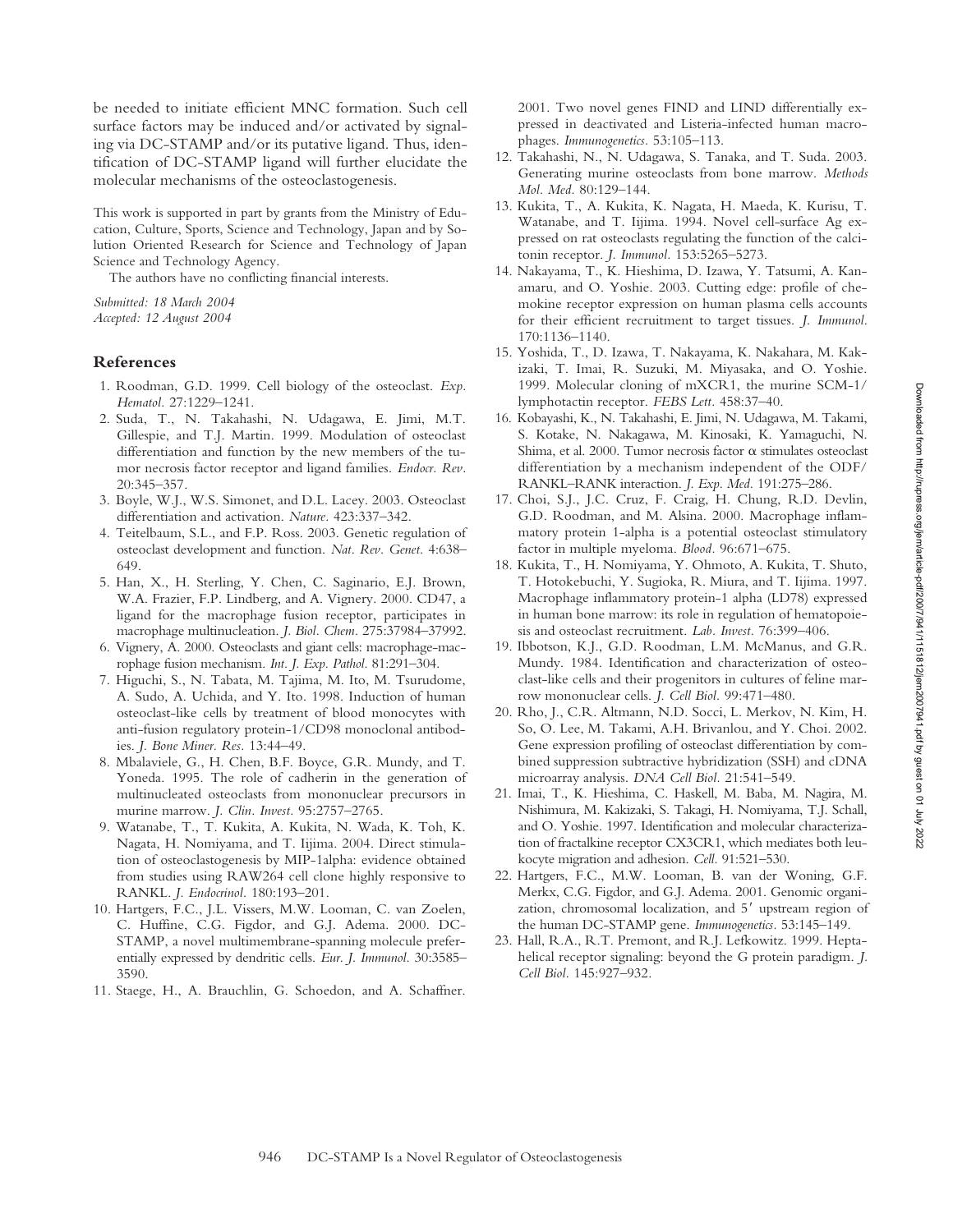be needed to initiate efficient MNC formation. Such cell surface factors may be induced and/or activated by signaling via DC-STAMP and/or its putative ligand. Thus, identification of DC-STAMP ligand will further elucidate the molecular mechanisms of the osteoclastogenesis.

This work is supported in part by grants from the Ministry of Education, Culture, Sports, Science and Technology, Japan and by Solution Oriented Research for Science and Technology of Japan Science and Technology Agency.

The authors have no conflicting financial interests.

*Submitted: 18 March 2004*
*Accepted: 12 August 2004*

## References

1. Roodman, G.D. 1999. Cell biology of the osteoclast. *Exp. Hematol.* 27:1229–1241.
2. Suda, T., N. Takahashi, N. Udagawa, E. Jimi, M.T. Gillespie, and T.J. Martin. 1999. Modulation of osteoclast differentiation and function by the new members of the tumor necrosis factor receptor and ligand families. *Endocr. Rev.* 20:345–357.
3. Boyle, W.J., W.S. Simonet, and D.L. Lacey. 2003. Osteoclast differentiation and activation. *Nature.* 423:337–342.
4. Teitelbaum, S.L., and F.P. Ross. 2003. Genetic regulation of osteoclast development and function. *Nat. Rev. Genet.* 4:638–649.
5. Han, X., H. Sterling, Y. Chen, C. Saginario, E.J. Brown, W.A. Frazier, F.P. Lindberg, and A. Vignery. 2000. CD47, a ligand for the macrophage fusion receptor, participates in macrophage multinucleation. *J. Biol. Chem.* 275:37984–37992.
6. Vignery, A. 2000. Osteoclasts and giant cells: macrophage-macrophage fusion mechanism. *Int. J. Exp. Pathol.* 81:291–304.
7. Higuchi, S., N. Tabata, M. Tajima, M. Ito, M. Tsurudome, A. Sudo, A. Uchida, and Y. Ito. 1998. Induction of human osteoclast-like cells by treatment of blood monocytes with anti-fusion regulatory protein-1/CD98 monoclonal antibodies. *J. Bone Miner. Res.* 13:44–49.
8. Mbalaviele, G., H. Chen, B.F. Boyce, G.R. Mundy, and T. Yoneda. 1995. The role of cadherin in the generation of multinucleated osteoclasts from mononuclear precursors in murine marrow. *J. Clin. Invest.* 95:2757–2765.
9. Watanabe, T., T. Kukita, A. Kukita, N. Wada, K. Toh, K. Nagata, H. Nomiyama, and T. Iijima. 2004. Direct stimulation of osteoclastogenesis by MIP-1alpha: evidence obtained from studies using RAW264 cell clone highly responsive to RANKL. *J. Endocrinol.* 180:193–201.
10. Hartgers, F.C., J.L. Vissers, M.W. Looman, C. van Zoelen, C. Huffine, C.G. Figdor, and G.J. Adema. 2000. DC-STAMP, a novel multimembrane-spanning molecule preferentially expressed by dendritic cells. *Eur. J. Immunol.* 30:3585–3590.
11. Staege, H., A. Brauchlin, G. Schoedon, and A. Schaffner. 2001. Two novel genes FIND and LIND differentially expressed in deactivated and Listeria-infected human macrophages. *Immunogenetics.* 53:105–113.
12. Takahashi, N., N. Udagawa, S. Tanaka, and T. Suda. 2003. Generating murine osteoclasts from bone marrow. *Methods Mol. Med.* 80:129–144.
13. Kukita, T., A. Kukita, K. Nagata, H. Maeda, K. Kurisu, T. Watanabe, and T. Iijima. 1994. Novel cell-surface Ag expressed on rat osteoclasts regulating the function of the calcitonin receptor. *J. Immunol.* 153:5265–5273.
14. Nakayama, T., K. Hieshima, D. Izawa, Y. Tatsumi, A. Kanamaru, and O. Yoshie. 2003. Cutting edge: profile of chemokine receptor expression on human plasma cells accounts for their efficient recruitment to target tissues. *J. Immunol.* 170:1136–1140.
15. Yoshida, T., D. Izawa, T. Nakayama, K. Nakahara, M. Kakizaki, T. Imai, R. Suzuki, M. Miyasaka, and O. Yoshie. 1999. Molecular cloning of mXCR1, the murine SCM-1/lymphotactin receptor. *FEBS Lett.* 458:37–40.
16. Kobayashi, K., N. Takahashi, E. Jimi, N. Udagawa, M. Takami, S. Kotake, N. Nakagawa, M. Kinosaki, K. Yamaguchi, N. Shima, et al. 2000. Tumor necrosis factor α stimulates osteoclast differentiation by a mechanism independent of the ODF/RANKL–RANK interaction. *J. Exp. Med.* 191:275–286.
17. Choi, S.J., J.C. Cruz, F. Craig, H. Chung, R.D. Devlin, G.D. Roodman, and M. Alsina. 2000. Macrophage inflammatory protein 1-alpha is a potential osteoclast stimulatory factor in multiple myeloma. *Blood.* 96:671–675.
18. Kukita, T., H. Nomiyama, Y. Ohmoto, A. Kukita, T. Shuto, T. Hotokebuchi, Y. Sugioka, R. Miura, and T. Iijima. 1997. Macrophage inflammatory protein-1 alpha (LD78) expressed in human bone marrow: its role in regulation of hematopoiesis and osteoclast recruitment. *Lab. Invest.* 76:399–406.
19. Ibbotson, K.J., G.D. Roodman, L.M. McManus, and G.R. Mundy. 1984. Identification and characterization of osteoclast-like cells and their progenitors in cultures of feline marrow mononuclear cells. *J. Cell Biol.* 99:471–480.
20. Rho, J., C.R. Altmann, N.D. Socci, L. Merkov, N. Kim, H. So, O. Lee, M. Takami, A.H. Brivanlou, and Y. Choi. 2002. Gene expression profiling of osteoclast differentiation by combined suppression subtractive hybridization (SSH) and cDNA microarray analysis. *DNA Cell Biol.* 21:541–549.
21. Imai, T., K. Hieshima, C. Haskell, M. Baba, M. Nagira, M. Nishimura, M. Kakizaki, S. Takagi, H. Nomiyama, T.J. Schall, and O. Yoshie. 1997. Identification and molecular characterization of fractalkine receptor CX3CR1, which mediates both leukocyte migration and adhesion. *Cell.* 91:521–530.
22. Hartgers, F.C., M.W. Looman, B. van der Woning, G.F. Merkx, C.G. Figdor, and G.J. Adema. 2001. Genomic organization, chromosomal localization, and 5′ upstream region of the human DC-STAMP gene. *Immunogenetics.* 53:145–149.
23. Hall, R.A., R.T. Premont, and R.J. Lefkowitz. 1999. Heptahelical receptor signaling: beyond the G protein paradigm. *J. Cell Biol.* 145:927–932.